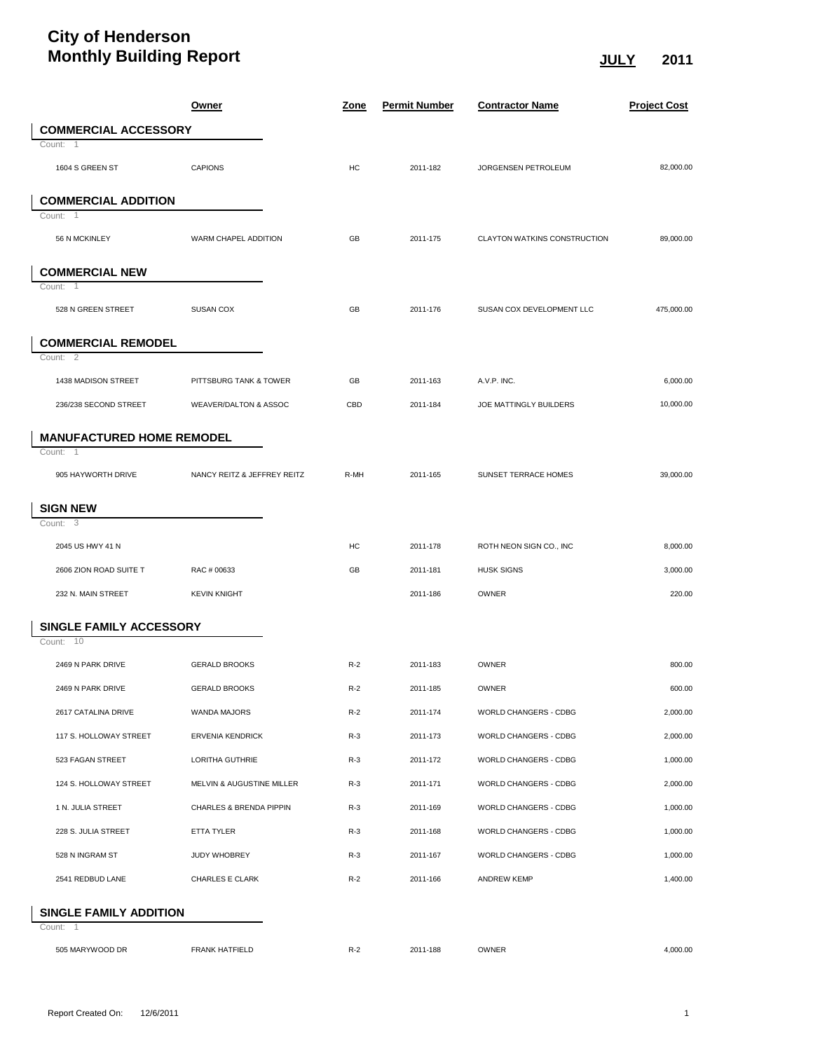# City of Henderson
# Monthly Building Report

**JULY** 2011

| | Owner | Zone | Permit Number | Contractor Name | Project Cost |
|---|---|---|---|---|---|
| **COMMERCIAL ACCESSORY** | | | | | |
| Count: 1 | | | | | |
| 1604 S GREEN ST | CAPIONS | HC | 2011-182 | JORGENSEN PETROLEUM | 82,000.00 |
| **COMMERCIAL ADDITION** | | | | | |
| Count: 1 | | | | | |
| 56 N MCKINLEY | WARM CHAPEL ADDITION | GB | 2011-175 | CLAYTON WATKINS CONSTRUCTION | 89,000.00 |
| **COMMERCIAL NEW** | | | | | |
| Count: 1 | | | | | |
| 528 N GREEN STREET | SUSAN COX | GB | 2011-176 | SUSAN COX DEVELOPMENT LLC | 475,000.00 |
| **COMMERCIAL REMODEL** | | | | | |
| Count: 2 | | | | | |
| 1438 MADISON STREET | PITTSBURG TANK & TOWER | GB | 2011-163 | A.V.P. INC. | 6,000.00 |
| 236/238 SECOND STREET | WEAVER/DALTON & ASSOC | CBD | 2011-184 | JOE MATTINGLY BUILDERS | 10,000.00 |
| **MANUFACTURED HOME REMODEL** | | | | | |
| Count: 1 | | | | | |
| 905 HAYWORTH DRIVE | NANCY REITZ & JEFFREY REITZ | R-MH | 2011-165 | SUNSET TERRACE HOMES | 39,000.00 |
| **SIGN NEW** | | | | | |
| Count: 3 | | | | | |
| 2045 US HWY 41 N | | HC | 2011-178 | ROTH NEON SIGN CO., INC | 8,000.00 |
| 2606 ZION ROAD SUITE T | RAC # 00633 | GB | 2011-181 | HUSK SIGNS | 3,000.00 |
| 232 N. MAIN STREET | KEVIN KNIGHT | | 2011-186 | OWNER | 220.00 |
| **SINGLE FAMILY ACCESSORY** | | | | | |
| Count: 10 | | | | | |
| 2469 N PARK DRIVE | GERALD BROOKS | R-2 | 2011-183 | OWNER | 800.00 |
| 2469 N PARK DRIVE | GERALD BROOKS | R-2 | 2011-185 | OWNER | 600.00 |
| 2617 CATALINA DRIVE | WANDA MAJORS | R-2 | 2011-174 | WORLD CHANGERS - CDBG | 2,000.00 |
| 117 S. HOLLOWAY STREET | ERVENIA KENDRICK | R-3 | 2011-173 | WORLD CHANGERS - CDBG | 2,000.00 |
| 523 FAGAN STREET | LORITHA GUTHRIE | R-3 | 2011-172 | WORLD CHANGERS - CDBG | 1,000.00 |
| 124 S. HOLLOWAY STREET | MELVIN & AUGUSTINE MILLER | R-3 | 2011-171 | WORLD CHANGERS - CDBG | 2,000.00 |
| 1 N. JULIA STREET | CHARLES & BRENDA PIPPIN | R-3 | 2011-169 | WORLD CHANGERS - CDBG | 1,000.00 |
| 228 S. JULIA STREET | ETTA TYLER | R-3 | 2011-168 | WORLD CHANGERS - CDBG | 1,000.00 |
| 528 N INGRAM ST | JUDY WHOBREY | R-3 | 2011-167 | WORLD CHANGERS - CDBG | 1,000.00 |
| 2541 REDBUD LANE | CHARLES E CLARK | R-2 | 2011-166 | ANDREW KEMP | 1,400.00 |
| **SINGLE FAMILY ADDITION** | | | | | |
| Count: 1 | | | | | |
| 505 MARYWOOD DR | FRANK HATFIELD | R-2 | 2011-188 | OWNER | 4,000.00 |

Report Created On: 12/6/2011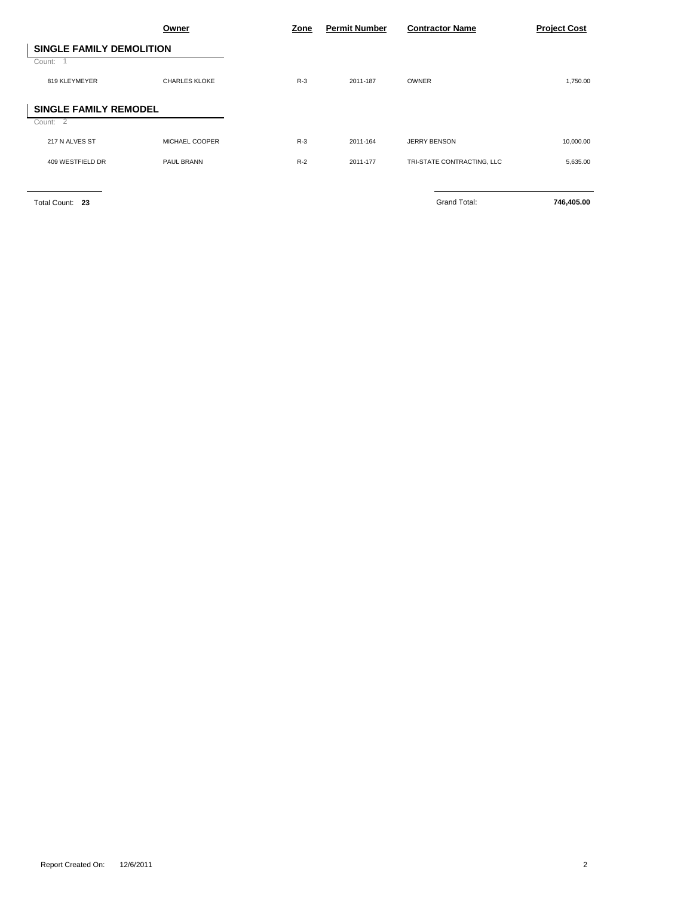| | Owner | Zone | Permit Number | Contractor Name | Project Cost |
|---|---|---|---|---|---|
| **SINGLE FAMILY DEMOLITION** | | | | | |
| Count: 1 | | | | | |
| 819 KLEYMEYER | CHARLES KLOKE | R-3 | 2011-187 | OWNER | 1,750.00 |
| **SINGLE FAMILY REMODEL** | | | | | |
| Count: 2 | | | | | |
| 217 N ALVES ST | MICHAEL COOPER | R-3 | 2011-164 | JERRY BENSON | 10,000.00 |
| 409 WESTFIELD DR | PAUL BRANN | R-2 | 2011-177 | TRI-STATE CONTRACTING, LLC | 5,635.00 |

Total Count: **23**

Grand Total: **746,405.00**

Report Created On: 12/6/2011